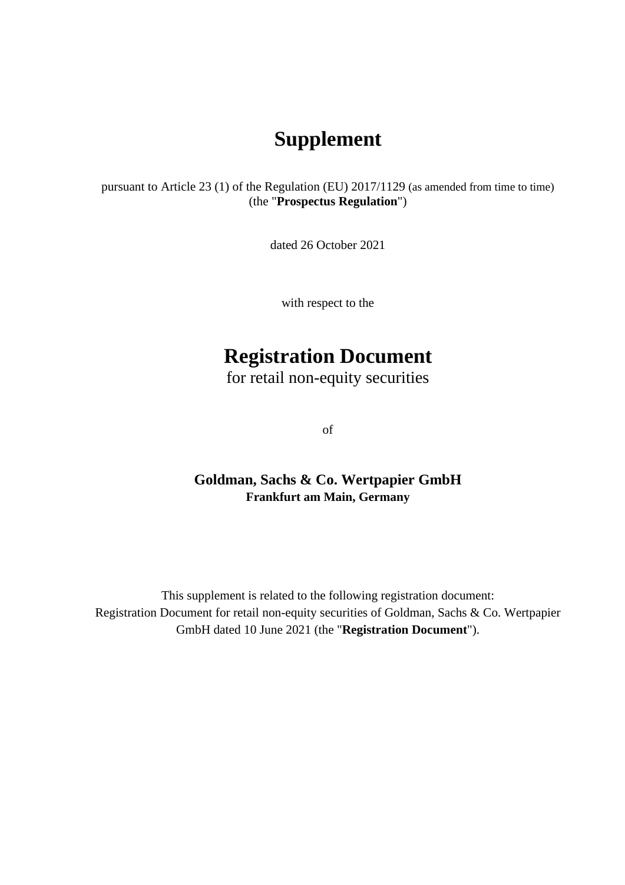# Supplement

pursuant to Article 23 (1) of the Regulation (EU) 2017/1129 (as amended from time to time)
(the "**Prospectus Regulation**")

dated 26 October 2021

with respect to the

# Registration Document

for retail non-equity securities

of

**Goldman, Sachs & Co. Wertpapier GmbH**
**Frankfurt am Main, Germany**

This supplement is related to the following registration document:
Registration Document for retail non-equity securities of Goldman, Sachs & Co. Wertpapier GmbH dated 10 June 2021 (the "**Registration Document**").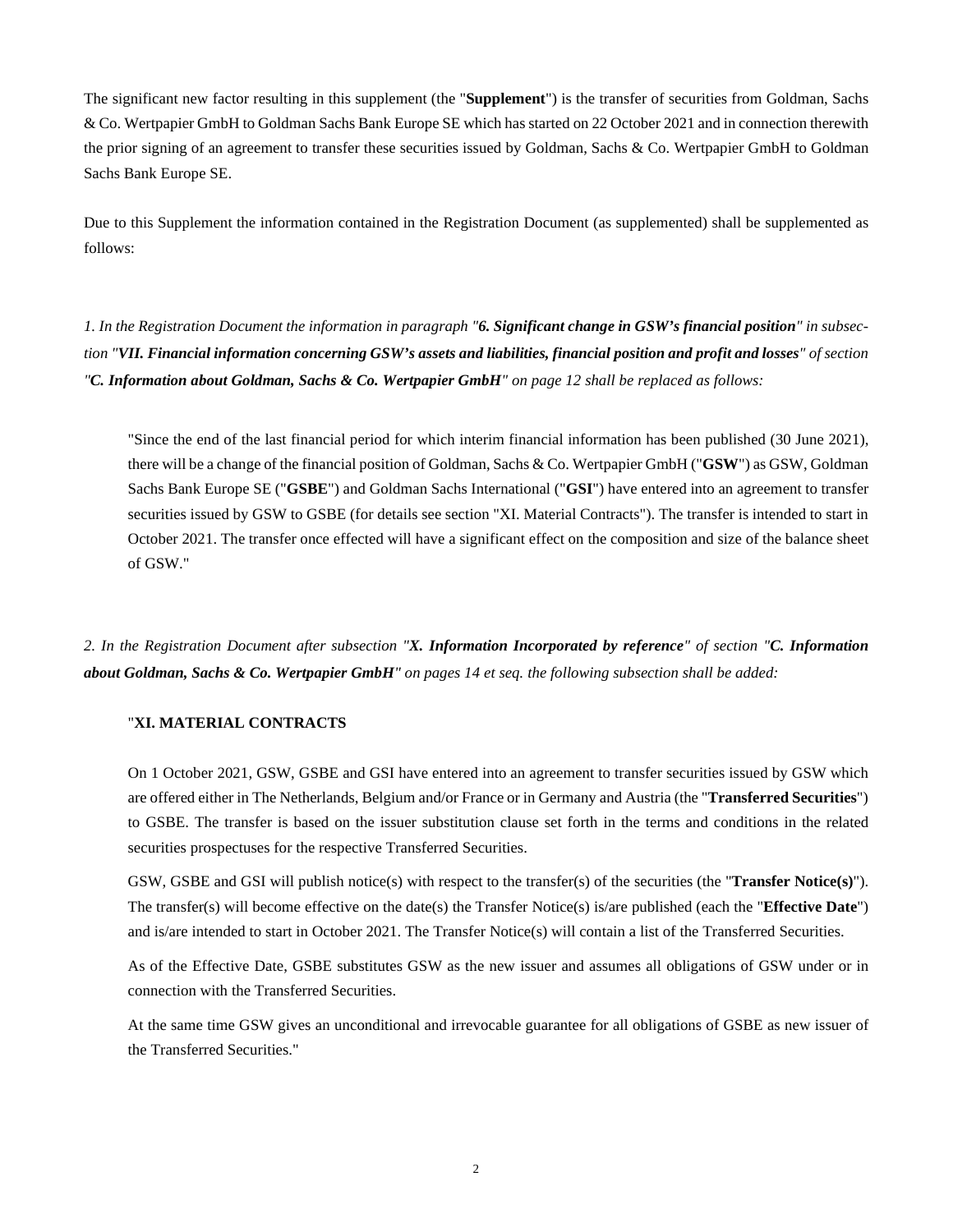The significant new factor resulting in this supplement (the "**Supplement**") is the transfer of securities from Goldman, Sachs & Co. Wertpapier GmbH to Goldman Sachs Bank Europe SE which has started on 22 October 2021 and in connection therewith the prior signing of an agreement to transfer these securities issued by Goldman, Sachs & Co. Wertpapier GmbH to Goldman Sachs Bank Europe SE.

Due to this Supplement the information contained in the Registration Document (as supplemented) shall be supplemented as follows:

*1. In the Registration Document the information in paragraph "**6. Significant change in GSW's financial position**" in subsection "**VII. Financial information concerning GSW's assets and liabilities, financial position and profit and losses**" of section "**C. Information about Goldman, Sachs & Co. Wertpapier GmbH**" on page 12 shall be replaced as follows:*

> "Since the end of the last financial period for which interim financial information has been published (30 June 2021), there will be a change of the financial position of Goldman, Sachs & Co. Wertpapier GmbH ("**GSW**") as GSW, Goldman Sachs Bank Europe SE ("**GSBE**") and Goldman Sachs International ("**GSI**") have entered into an agreement to transfer securities issued by GSW to GSBE (for details see section "XI. Material Contracts"). The transfer is intended to start in October 2021. The transfer once effected will have a significant effect on the composition and size of the balance sheet of GSW."

*2. In the Registration Document after subsection "**X. Information Incorporated by reference**" of section "**C. Information about Goldman, Sachs & Co. Wertpapier GmbH**" on pages 14 et seq. the following subsection shall be added:*

> "**XI. MATERIAL CONTRACTS**
>
> On 1 October 2021, GSW, GSBE and GSI have entered into an agreement to transfer securities issued by GSW which are offered either in The Netherlands, Belgium and/or France or in Germany and Austria (the "**Transferred Securities**") to GSBE. The transfer is based on the issuer substitution clause set forth in the terms and conditions in the related securities prospectuses for the respective Transferred Securities.
>
> GSW, GSBE and GSI will publish notice(s) with respect to the transfer(s) of the securities (the "**Transfer Notice(s)**"). The transfer(s) will become effective on the date(s) the Transfer Notice(s) is/are published (each the "**Effective Date**") and is/are intended to start in October 2021. The Transfer Notice(s) will contain a list of the Transferred Securities.
>
> As of the Effective Date, GSBE substitutes GSW as the new issuer and assumes all obligations of GSW under or in connection with the Transferred Securities.
>
> At the same time GSW gives an unconditional and irrevocable guarantee for all obligations of GSBE as new issuer of the Transferred Securities."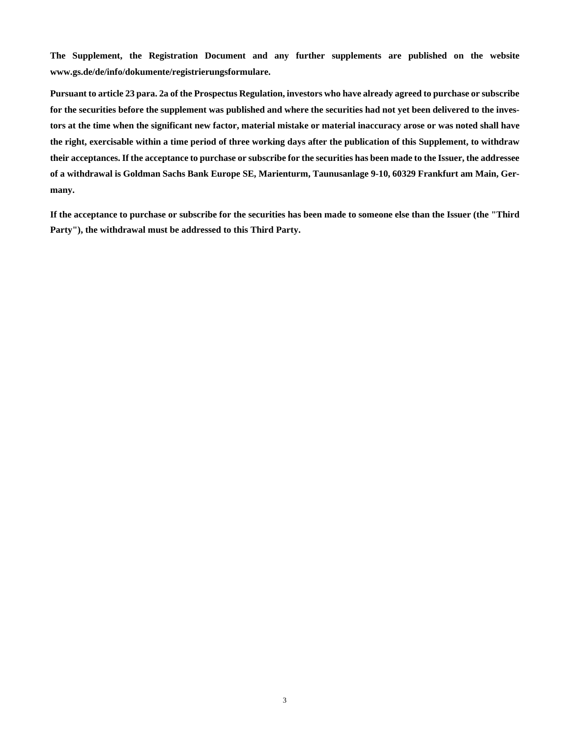**The Supplement, the Registration Document and any further supplements are published on the website www.gs.de/de/info/dokumente/registrierungsformulare.**

**Pursuant to article 23 para. 2a of the Prospectus Regulation, investors who have already agreed to purchase or subscribe for the securities before the supplement was published and where the securities had not yet been delivered to the investors at the time when the significant new factor, material mistake or material inaccuracy arose or was noted shall have the right, exercisable within a time period of three working days after the publication of this Supplement, to withdraw their acceptances. If the acceptance to purchase or subscribe for the securities has been made to the Issuer, the addressee of a withdrawal is Goldman Sachs Bank Europe SE, Marienturm, Taunusanlage 9-10, 60329 Frankfurt am Main, Germany.**

**If the acceptance to purchase or subscribe for the securities has been made to someone else than the Issuer (the "Third Party"), the withdrawal must be addressed to this Third Party.**